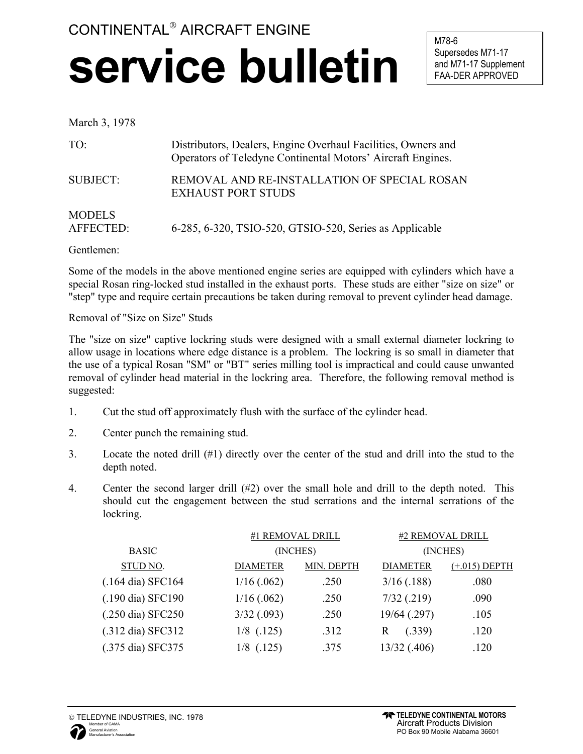CONTINENTAL® AIRCRAFT ENGINE

# service bulletin

M78-6
Supersedes M71-17
and M71-17 Supplement
FAA-DER APPROVED

March 3, 1978

TO: Distributors, Dealers, Engine Overhaul Facilities, Owners and Operators of Teledyne Continental Motors' Aircraft Engines.

SUBJECT: REMOVAL AND RE-INSTALLATION OF SPECIAL ROSAN EXHAUST PORT STUDS

MODELS AFFECTED: 6-285, 6-320, TSIO-520, GTSIO-520, Series as Applicable

Gentlemen:

Some of the models in the above mentioned engine series are equipped with cylinders which have a special Rosan ring-locked stud installed in the exhaust ports. These studs are either "size on size" or "step" type and require certain precautions be taken during removal to prevent cylinder head damage.

Removal of "Size on Size" Studs

The "size on size" captive lockring studs were designed with a small external diameter lockring to allow usage in locations where edge distance is a problem. The lockring is so small in diameter that the use of a typical Rosan "SM" or "BT" series milling tool is impractical and could cause unwanted removal of cylinder head material in the lockring area. Therefore, the following removal method is suggested:

1. Cut the stud off approximately flush with the surface of the cylinder head.
2. Center punch the remaining stud.
3. Locate the noted drill (#1) directly over the center of the stud and drill into the stud to the depth noted.
4. Center the second larger drill (#2) over the small hole and drill to the depth noted. This should cut the engagement between the stud serrations and the internal serrations of the lockring.

| BASIC STUD NO. | #1 REMOVAL DRILL (INCHES) DIAMETER | #1 REMOVAL DRILL (INCHES) MIN. DEPTH | #2 REMOVAL DRILL (INCHES) DIAMETER | #2 REMOVAL DRILL (INCHES) (+.015) DEPTH |
|---|---|---|---|---|
| (.164 dia) SFC164 | 1/16 (.062) | .250 | 3/16 (.188) | .080 |
| (.190 dia) SFC190 | 1/16 (.062) | .250 | 7/32 (.219) | .090 |
| (.250 dia) SFC250 | 3/32 (.093) | .250 | 19/64 (.297) | .105 |
| (.312 dia) SFC312 | 1/8 (.125) | .312 | R (.339) | .120 |
| (.375 dia) SFC375 | 1/8 (.125) | .375 | 13/32 (.406) | .120 |

© TELEDYNE INDUSTRIES, INC. 1978

TELEDYNE CONTINENTAL MOTORS
Aircraft Products Division
PO Box 90 Mobile Alabama 36601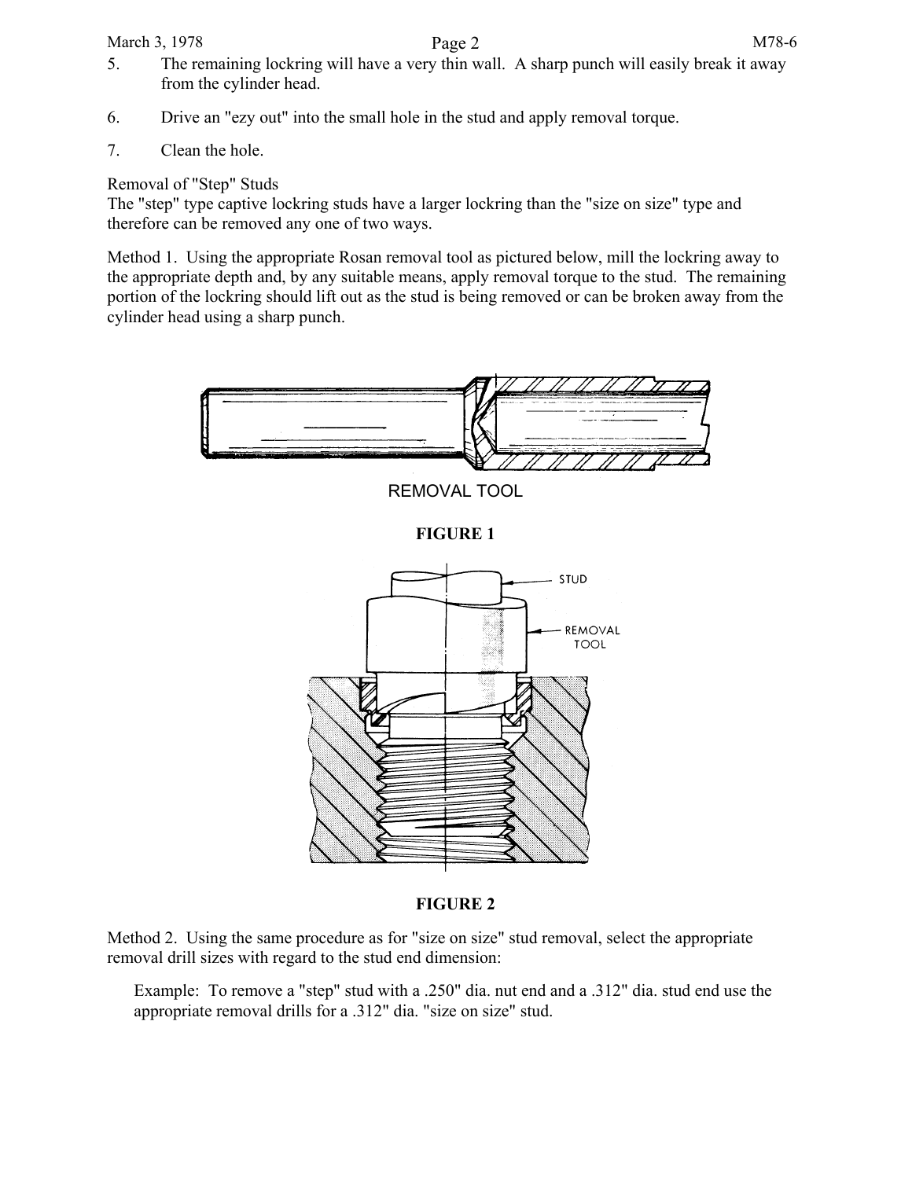5. The remaining lockring will have a very thin wall. A sharp punch will easily break it away from the cylinder head.

6. Drive an "ezy out" into the small hole in the stud and apply removal torque.

7. Clean the hole.

Removal of "Step" Studs

The "step" type captive lockring studs have a larger lockring than the "size on size" type and therefore can be removed any one of two ways.

Method 1. Using the appropriate Rosan removal tool as pictured below, mill the lockring away to the appropriate depth and, by any suitable means, apply removal torque to the stud. The remaining portion of the lockring should lift out as the stud is being removed or can be broken away from the cylinder head using a sharp punch.

REMOVAL TOOL

**FIGURE 1**

STUD

REMOVAL TOOL

**FIGURE 2**

Method 2. Using the same procedure as for "size on size" stud removal, select the appropriate removal drill sizes with regard to the stud end dimension:

> Example: To remove a "step" stud with a .250" dia. nut end and a .312" dia. stud end use the appropriate removal drills for a .312" dia. "size on size" stud.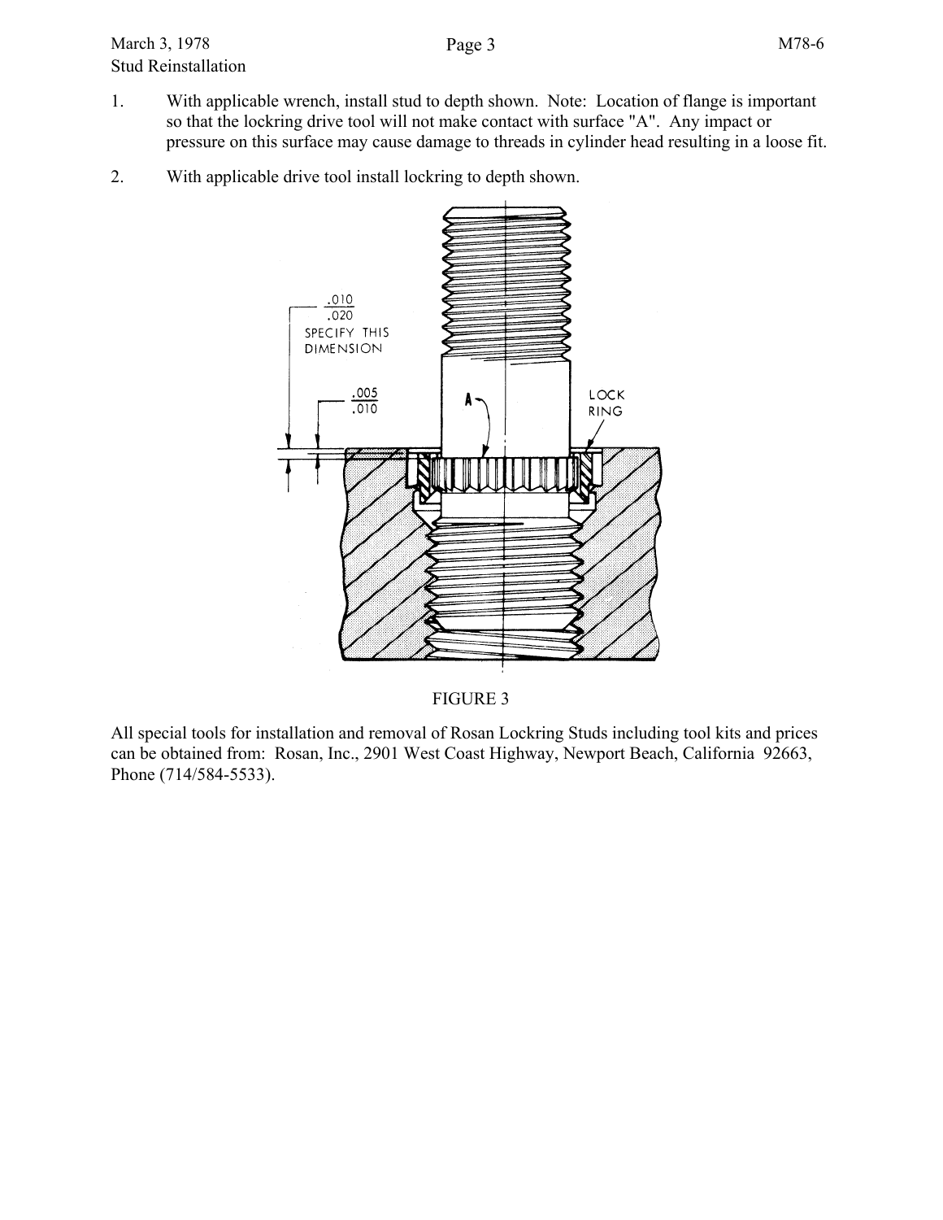1. With applicable wrench, install stud to depth shown. Note: Location of flange is important so that the lockring drive tool will not make contact with surface "A". Any impact or pressure on this surface may cause damage to threads in cylinder head resulting in a loose fit.

2. With applicable drive tool install lockring to depth shown.

.010
.020
SPECIFY THIS
DIMENSION

.005
.010

A

LOCK
RING

FIGURE 3

All special tools for installation and removal of Rosan Lockring Studs including tool kits and prices can be obtained from: Rosan, Inc., 2901 West Coast Highway, Newport Beach, California 92663, Phone (714/584-5533).